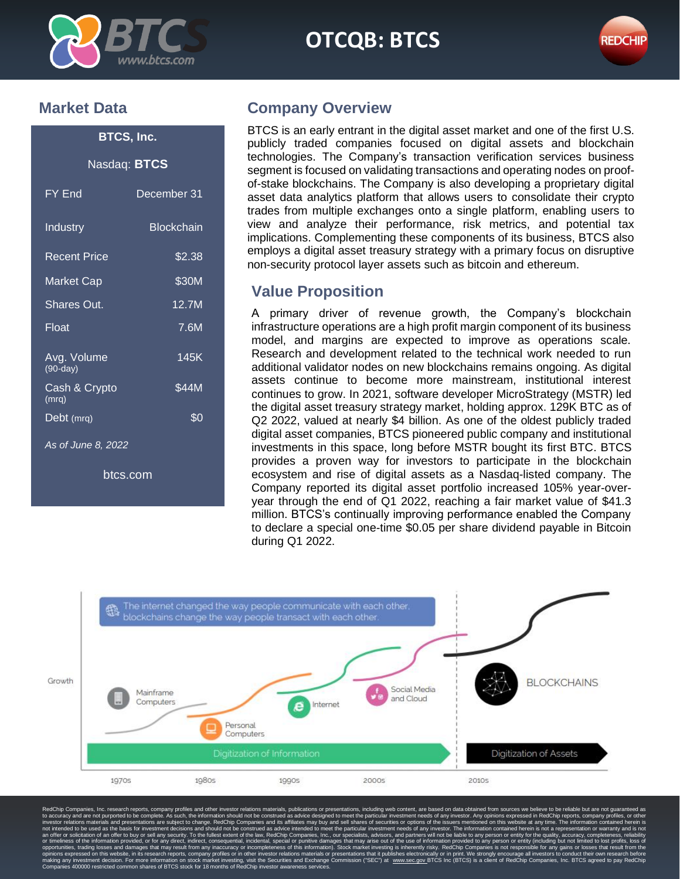# OTCQB: BTCS

## Market Data

| BTCS, Inc. | |
|---|---|
| Nasdaq: **BTCS** | |
| FY End | December 31 |
| Industry | Blockchain |
| Recent Price | $2.38 |
| Market Cap | $30M |
| Shares Out. | 12.7M |
| Float | 7.6M |
| Avg. Volume (90-day) | 145K |
| Cash & Crypto (mrq) | $44M |
| Debt (mrq) | $0 |

*As of June 8, 2022*

btcs.com

## Company Overview

BTCS is an early entrant in the digital asset market and one of the first U.S. publicly traded companies focused on digital assets and blockchain technologies. The Company's transaction verification services business segment is focused on validating transactions and operating nodes on proof-of-stake blockchains. The Company is also developing a proprietary digital asset data analytics platform that allows users to consolidate their crypto trades from multiple exchanges onto a single platform, enabling users to view and analyze their performance, risk metrics, and potential tax implications. Complementing these components of its business, BTCS also employs a digital asset treasury strategy with a primary focus on disruptive non-security protocol layer assets such as bitcoin and ethereum.

## Value Proposition

A primary driver of revenue growth, the Company's blockchain infrastructure operations are a high profit margin component of its business model, and margins are expected to improve as operations scale. Research and development related to the technical work needed to run additional validator nodes on new blockchains remains ongoing. As digital assets continue to become more mainstream, institutional interest continues to grow. In 2021, software developer MicroStrategy (MSTR) led the digital asset treasury strategy market, holding approx. 129K BTC as of Q2 2022, valued at nearly $4 billion. As one of the oldest publicly traded digital asset companies, BTCS pioneered public company and institutional investments in this space, long before MSTR bought its first BTC. BTCS provides a proven way for investors to participate in the blockchain ecosystem and rise of digital assets as a Nasdaq-listed company. The Company reported its digital asset portfolio increased 105% year-over-year through the end of Q1 2022, reaching a fair market value of $41.3 million. BTCS's continually improving performance enabled the Company to declare a special one-time $0.05 per share dividend payable in Bitcoin during Q1 2022.

The internet changed the way people communicate with each other, blockchains change the way people transact with each other.

Growth — Mainframe Computers (1970s), Personal Computers (1980s), Internet (1990s), Social Media and Cloud (2000s), BLOCKCHAINS (2010s)

Digitization of Information | Digitization of Assets

RedChip Companies, Inc. research reports, company profiles and other investor relations materials, publications or presentations, including web content, are based on data obtained from sources we believe to be reliable but are not guaranteed as to accuracy and are not purported to be complete. As such, the information should not be construed as advice designed to meet the particular investment needs of any investor. Any opinions expressed in RedChip reports, company profiles, or other investor relations materials and presentations are subject to change. RedChip Companies and its affiliates may buy and sell shares of securities or options of the issuers mentioned on this website at any time. The information contained herein is not intended to be used as the basis for investment decisions and should not be construed as advice intended to meet the particular investment needs of any investor. The information contained herein is not a representation or warranty and is not an offer or solicitation of an offer to buy or sell any security. To the fullest extent of the law, RedChip Companies, Inc., our specialists, advisors, and partners will not be liable to any person or entity for the quality, accuracy, completeness, reliability or timeliness of the information provided, or for any direct, indirect, consequential, incidental, special or punitive damages that may arise out of the use of information provided to any person or entity (including but not limited to lost profits, loss of opportunities, trading losses and damages that may result from any inaccuracy or incompleteness of this information). Stock market investing is inherently risky. RedChip Companies is not responsible for any gains or losses that result from the opinions expressed on this website, in its research reports, company profiles or in other investor relations materials or presentations that it publishes electronically or in print. We strongly encourage all investors to conduct their own research before making any investment decision. For more information on stock market investing, visit the Securities and Exchange Commission ("SEC") at www.sec.gov BTCS Inc (BTCS) is a client of RedChip Companies, Inc. BTCS agreed to pay RedChip Companies 400000 restricted common shares of BTCS stock for 18 months of RedChip investor awareness services.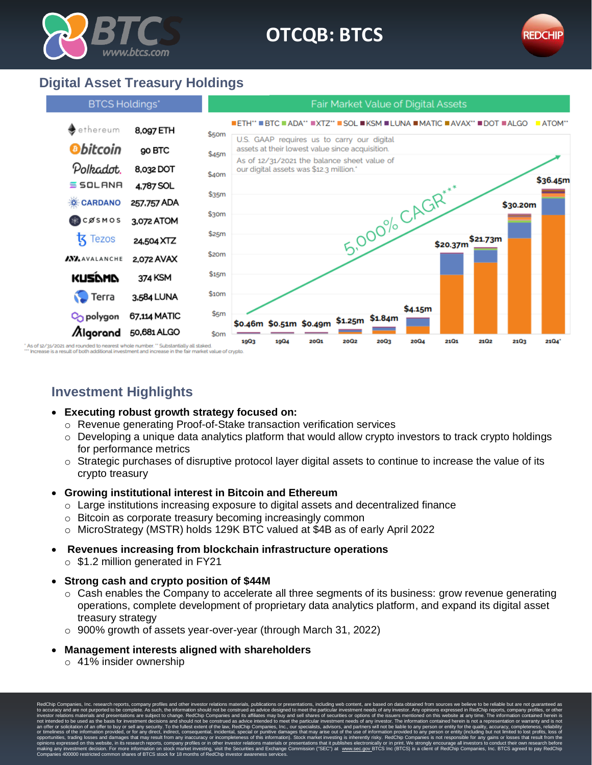OTCQB: BTCS

## Digital Asset Treasury Holdings

BTCS Holdings*

| | |
|---|---|
| ethereum | 8,097 ETH |
| bitcoin | 90 BTC |
| Polkadot. | 8,032 DOT |
| SOLANA | 4,787 SOL |
| CARDANO | 257,757 ADA |
| COSMOS | 3,072 ATOM |
| Tezos | 24,504 XTZ |
| AVALANCHE | 2,072 AVAX |
| KUSAMA | 374 KSM |
| Terra | 3,584 LUNA |
| polygon | 67,114 MATIC |
| Algorand | 50,681 ALGO |

Fair Market Value of Digital Assets

ETH** BTC ADA** XTZ** SOL KSM LUNA MATIC AVAX** DOT ALGO ATOM**

U.S. GAAP requires us to carry our digital assets at their lowest value since acquisition.

As of 12/31/2021 the balance sheet value of our digital assets was $12.3 million.*

5,000% CAGR***

$50m $45m $40m $35m $30m $25m $20m $15m $10m $5m $0m

$0.46m $0.51m $0.49m $1.25m $1.84m $4.15m $20.37m $21.73m $30.20m $36.45m

19Q3 1Q4 20Q1 20Q2 20Q3 20Q4 21Q1 21Q2 21Q3 21Q4*

* As of 12/31/2021 and rounded to nearest whole number. ** Substantially all staked.
*** Increase is a result of both additional investment and increase in the fair market value of crypto.

## Investment Highlights

- **Executing robust growth strategy focused on:**
  - Revenue generating Proof-of-Stake transaction verification services
  - Developing a unique data analytics platform that would allow crypto investors to track crypto holdings for performance metrics
  - Strategic purchases of disruptive protocol layer digital assets to continue to increase the value of its crypto treasury
- **Growing institutional interest in Bitcoin and Ethereum**
  - Large institutions increasing exposure to digital assets and decentralized finance
  - Bitcoin as corporate treasury becoming increasingly common
  - MicroStrategy (MSTR) holds 129K BTC valued at $4B as of early April 2022
- **Revenues increasing from blockchain infrastructure operations**
  - $1.2 million generated in FY21
- **Strong cash and crypto position of $44M**
  - Cash enables the Company to accelerate all three segments of its business: grow revenue generating operations, complete development of proprietary data analytics platform, and expand its digital asset treasury strategy
  - 900% growth of assets year-over-year (through March 31, 2022)
- **Management interests aligned with shareholders**
  - 41% insider ownership

RedChip Companies, Inc. research reports, company profiles and other investor relations materials, publications or presentations, including web content, are based on data obtained from sources we believe to be reliable but are not guaranteed as to accuracy and are not purported to be complete. As such, the information should not be construed as advice designed to meet the particular investment needs of any investor. Any opinions expressed in RedChip reports, company profiles, or other investor relations materials and presentations are subject to change. RedChip Companies and its affiliates may buy and sell shares of securities or options of the issuers mentioned on this website at any time. The information contained herein is not intended to be used as the basis for investment decisions and should not be construed as advice intended to meet the particular investment needs of any investor. The information contained herein is not a representation or warranty and is not an offer or solicitation of an offer to buy or sell any security. To the fullest extent of the law, RedChip Companies, Inc., our specialists, advisors, and partners will not be liable to any person or entity for the quality, accuracy, completeness, reliability or timeliness of the information provided, or for any direct, indirect, consequential, incidental, special or punitive damages that may arise out of the use of information provided to any person or entity (including but not limited to lost profits, loss of opportunities, trading losses and damages that may result from any inaccuracy or incompleteness of this information). Stock market investing is inherently risky. RedChip Companies is not responsible for any gains or losses that result from the opinions expressed on this website, in its research reports, company profiles or in other investor relations materials or presentations that it publishes electronically or in print. We strongly encourage all investors to conduct their own research before making any investment decision. For more information on stock market investing, visit the Securities and Exchange Commission ("SEC") at www.sec.gov BTCS Inc (BTCS) is a client of RedChip Companies, Inc. BTCS agreed to pay RedChip Companies 400000 restricted common shares of BTCS stock for 18 months of RedChip investor awareness services.